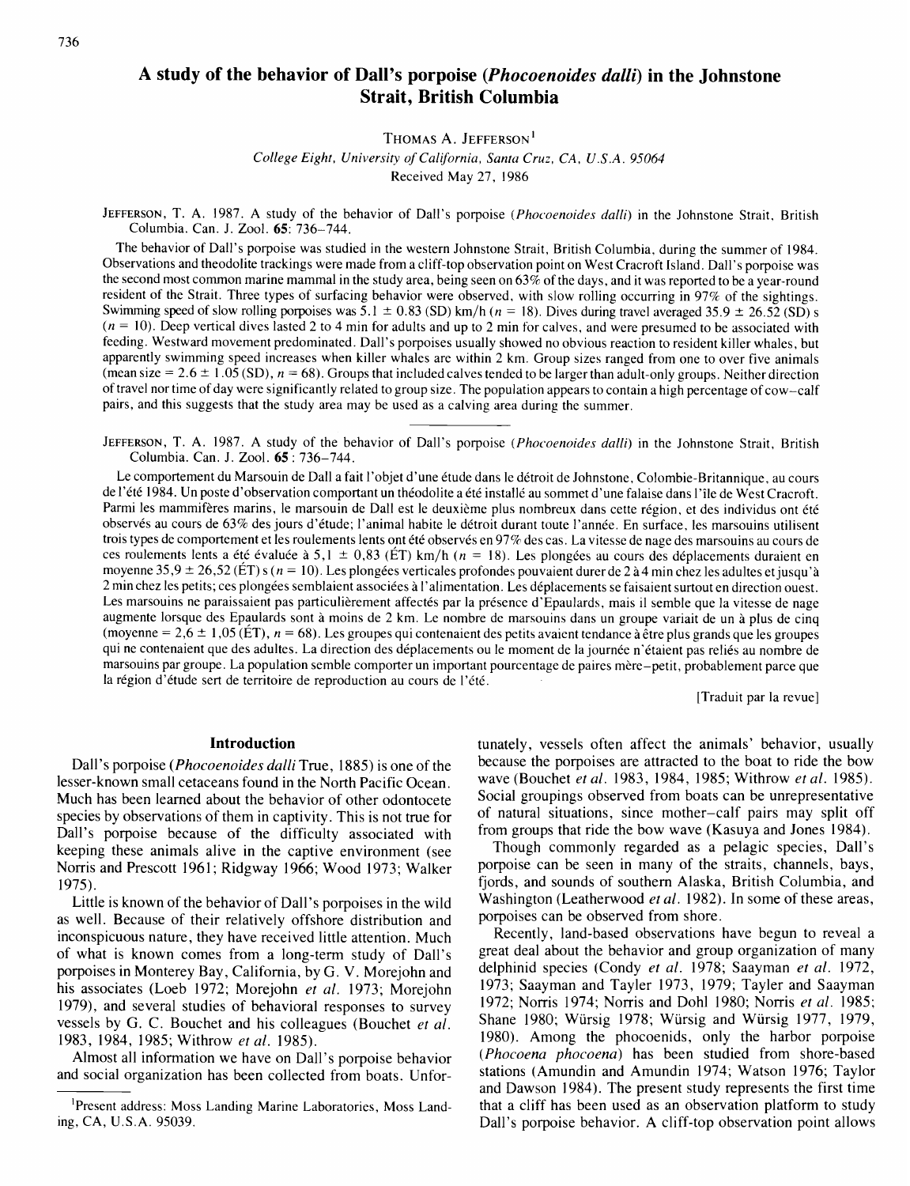# A study of the behavior of Dall's porpoise (*Phocoenoides dalli*) in the Johnstone Strait, British Columbia

THOMAS A. JEFFERSON[1]

*College Eight, University of California, Santa Cruz, CA, U.S.A. 95064*

Received May 27, 1986

JEFFERSON, T. A. 1987. A study of the behavior of Dall's porpoise (*Phocoenoides dalli*) in the Johnstone Strait, British Columbia. Can. J. Zool. **65**: 736–744.

The behavior of Dall's porpoise was studied in the western Johnstone Strait, British Columbia, during the summer of 1984. Observations and theodolite trackings were made from a cliff-top observation point on West Cracroft Island. Dall's porpoise was the second most common marine mammal in the study area, being seen on 63% of the days, and it was reported to be a year-round resident of the Strait. Three types of surfacing behavior were observed, with slow rolling occurring in 97% of the sightings. Swimming speed of slow rolling porpoises was 5.1 ± 0.83 (SD) km/h ($n$ = 18). Dives during travel averaged 35.9 ± 26.52 (SD) s ($n$ = 10). Deep vertical dives lasted 2 to 4 min for adults and up to 2 min for calves, and were presumed to be associated with feeding. Westward movement predominated. Dall's porpoises usually showed no obvious reaction to resident killer whales, but apparently swimming speed increases when killer whales are within 2 km. Group sizes ranged from one to over five animals (mean size = 2.6 ± 1.05 (SD), $n$ = 68). Groups that included calves tended to be larger than adult-only groups. Neither direction of travel nor time of day were significantly related to group size. The population appears to contain a high percentage of cow–calf pairs, and this suggests that the study area may be used as a calving area during the summer.

JEFFERSON, T. A. 1987. A study of the behavior of Dall's porpoise (*Phocoenoides dalli*) in the Johnstone Strait, British Columbia. Can. J. Zool. **65**: 736–744.

Le comportement du Marsouin de Dall a fait l'objet d'une étude dans le détroit de Johnstone, Colombie-Britannique, au cours de l'été 1984. Un poste d'observation comportant un théodolite a été installé au sommet d'une falaise dans l'île de West Cracroft. Parmi les mammifères marins, le marsouin de Dall est le deuxième plus nombreux dans cette région, et des individus ont été observés au cours de 63% des jours d'étude; l'animal habite le détroit durant toute l'année. En surface, les marsouins utilisent trois types de comportement et les roulements lents ont été observés en 97% des cas. La vitesse de nage des marsouins au cours de ces roulements lents a été évaluée à 5,1 ± 0,83 (ÉT) km/h ($n$ = 18). Les plongées au cours des déplacements duraient en moyenne 35,9 ± 26,52 (ÉT) s ($n$ = 10). Les plongées verticales profondes pouvaient durer de 2 à 4 min chez les adultes et jusqu'à 2 min chez les petits; ces plongées semblaient associées à l'alimentation. Les déplacements se faisaient surtout en direction ouest. Les marsouins ne paraissaient pas particulièrement affectés par la présence d'Epaulards, mais il semble que la vitesse de nage augmente lorsque des Epaulards sont à moins de 2 km. Le nombre de marsouins dans un groupe variait de un à plus de cinq (moyenne = 2,6 ± 1,05 (ÉT), $n$ = 68). Les groupes qui contenaient des petits avaient tendance à être plus grands que les groupes qui ne contenaient que des adultes. La direction des déplacements ou le moment de la journée n'étaient pas reliés au nombre de marsouins par groupe. La population semble comporter un important pourcentage de paires mère–petit, probablement parce que la région d'étude sert de territoire de reproduction au cours de l'été.

[Traduit par la revue]

## Introduction

Dall's porpoise (*Phocoenoides dalli* True, 1885) is one of the lesser-known small cetaceans found in the North Pacific Ocean. Much has been learned about the behavior of other odontocete species by observations of them in captivity. This is not true for Dall's porpoise because of the difficulty associated with keeping these animals alive in the captive environment (see Norris and Prescott 1961; Ridgway 1966; Wood 1973; Walker 1975).

Little is known of the behavior of Dall's porpoises in the wild as well. Because of their relatively offshore distribution and inconspicuous nature, they have received little attention. Much of what is known comes from a long-term study of Dall's porpoises in Monterey Bay, California, by G. V. Morejohn and his associates (Loeb 1972; Morejohn *et al.* 1973; Morejohn 1979), and several studies of behavioral responses to survey vessels by G. C. Bouchet and his colleagues (Bouchet *et al.* 1983, 1984, 1985; Withrow *et al.* 1985).

Almost all information we have on Dall's porpoise behavior and social organization has been collected from boats. Unfortunately, vessels often affect the animals' behavior, usually because the porpoises are attracted to the boat to ride the bow wave (Bouchet *et al.* 1983, 1984, 1985; Withrow *et al.* 1985). Social groupings observed from boats can be unrepresentative of natural situations, since mother–calf pairs may split off from groups that ride the bow wave (Kasuya and Jones 1984).

Though commonly regarded as a pelagic species, Dall's porpoise can be seen in many of the straits, channels, bays, fjords, and sounds of southern Alaska, British Columbia, and Washington (Leatherwood *et al.* 1982). In some of these areas, porpoises can be observed from shore.

Recently, land-based observations have begun to reveal a great deal about the behavior and group organization of many delphinid species (Condy *et al.* 1978; Saayman *et al.* 1972, 1973; Saayman and Tayler 1973, 1979; Tayler and Saayman 1972; Norris 1974; Norris and Dohl 1980; Norris *et al.* 1985; Shane 1980; Würsig 1978; Würsig and Würsig 1977, 1979, 1980). Among the phocoenids, only the harbor porpoise (*Phocoena phocoena*) has been studied from shore-based stations (Amundin and Amundin 1974; Watson 1976; Taylor and Dawson 1984). The present study represents the first time that a cliff has been used as an observation platform to study Dall's porpoise behavior. A cliff-top observation point allows

[1]Present address: Moss Landing Marine Laboratories, Moss Landing, CA, U.S.A. 95039.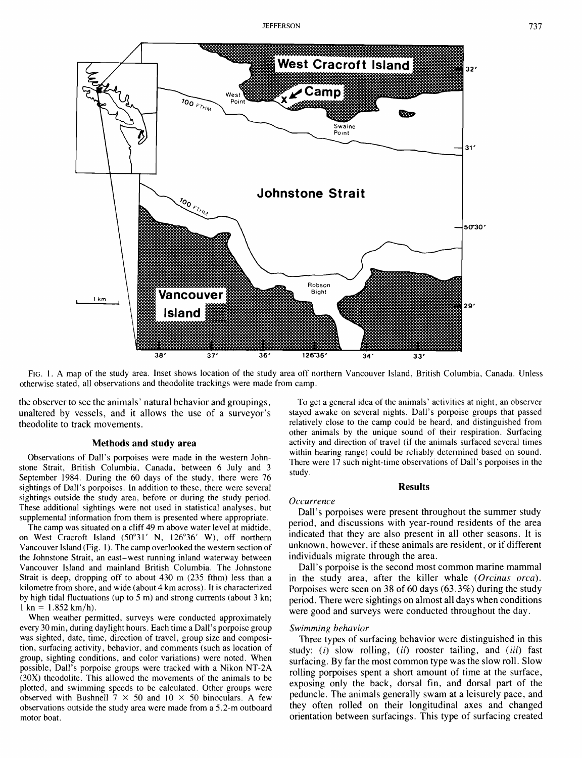FIG. 1. A map of the study area. Inset shows location of the study area off northern Vancouver Island, British Columbia, Canada. Unless otherwise stated, all observations and theodolite trackings were made from camp.

the observer to see the animals' natural behavior and groupings, unaltered by vessels, and it allows the use of a surveyor's theodolite to track movements.

## Methods and study area

Observations of Dall's porpoises were made in the western Johnstone Strait, British Columbia, Canada, between 6 July and 3 September 1984. During the 60 days of the study, there were 76 sightings of Dall's porpoises. In addition to these, there were several sightings outside the study area, before or during the study period. These additional sightings were not used in statistical analyses, but supplemental information from them is presented where appropriate.

The camp was situated on a cliff 49 m above water level at midtide, on West Cracroft Island (50°31′ N, 126°36′ W), off northern Vancouver Island (Fig. 1). The camp overlooked the western section of the Johnstone Strait, an east–west running inland waterway between Vancouver Island and mainland British Columbia. The Johnstone Strait is deep, dropping off to about 430 m (235 fthm) less than a kilometre from shore, and wide (about 4 km across). It is characterized by high tidal fluctuations (up to 5 m) and strong currents (about 3 kn; 1 kn = 1.852 km/h).

When weather permitted, surveys were conducted approximately every 30 min, during daylight hours. Each time a Dall's porpoise group was sighted, date, time, direction of travel, group size and composition, surfacing activity, behavior, and comments (such as location of group, sighting conditions, and color variations) were noted. When possible, Dall's porpoise groups were tracked with a Nikon NT-2A (30X) theodolite. This allowed the movements of the animals to be plotted, and swimming speeds to be calculated. Other groups were observed with Bushnell 7 × 50 and 10 × 50 binoculars. A few observations outside the study area were made from a 5.2-m outboard motor boat.

To get a general idea of the animals' activities at night, an observer stayed awake on several nights. Dall's porpoise groups that passed relatively close to the camp could be heard, and distinguished from other animals by the unique sound of their respiration. Surfacing activity and direction of travel (if the animals surfaced several times within hearing range) could be reliably determined based on sound. There were 17 such night-time observations of Dall's porpoises in the study.

## Results

### *Occurrence*

Dall's porpoises were present throughout the summer study period, and discussions with year-round residents of the area indicated that they are also present in all other seasons. It is unknown, however, if these animals are resident, or if different individuals migrate through the area.

Dall's porpoise is the second most common marine mammal in the study area, after the killer whale (*Orcinus orca*). Porpoises were seen on 38 of 60 days (63.3%) during the study period. There were sightings on almost all days when conditions were good and surveys were conducted throughout the day.

### *Swimming behavior*

Three types of surfacing behavior were distinguished in this study: (*i*) slow rolling, (*ii*) rooster tailing, and (*iii*) fast surfacing. By far the most common type was the slow roll. Slow rolling porpoises spent a short amount of time at the surface, exposing only the back, dorsal fin, and dorsal part of the peduncle. The animals generally swam at a leisurely pace, and they often rolled on their longitudinal axes and changed orientation between surfacings. This type of surfacing created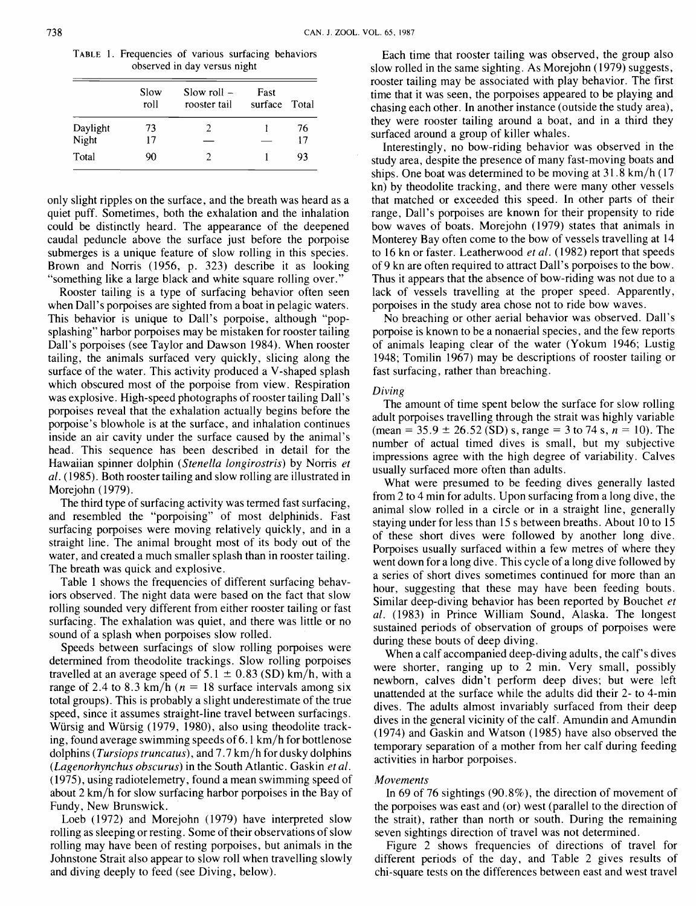TABLE 1. Frequencies of various surfacing behaviors observed in day versus night

| | Slow roll | Slow roll – rooster tail | Fast surface | Total |
|---|---|---|---|---|
| Daylight | 73 | 2 | 1 | 76 |
| Night | 17 | — | — | 17 |
| Total | 90 | 2 | 1 | 93 |

only slight ripples on the surface, and the breath was heard as a quiet puff. Sometimes, both the exhalation and the inhalation could be distinctly heard. The appearance of the deepened caudal peduncle above the surface just before the porpoise submerges is a unique feature of slow rolling in this species. Brown and Norris (1956, p. 323) describe it as looking "something like a large black and white square rolling over."

Rooster tailing is a type of surfacing behavior often seen when Dall's porpoises are sighted from a boat in pelagic waters. This behavior is unique to Dall's porpoise, although "pop-splashing" harbor porpoises may be mistaken for rooster tailing Dall's porpoises (see Taylor and Dawson 1984). When rooster tailing, the animals surfaced very quickly, slicing along the surface of the water. This activity produced a V-shaped splash which obscured most of the porpoise from view. Respiration was explosive. High-speed photographs of rooster tailing Dall's porpoises reveal that the exhalation actually begins before the porpoise's blowhole is at the surface, and inhalation continues inside an air cavity under the surface caused by the animal's head. This sequence has been described in detail for the Hawaiian spinner dolphin (*Stenella longirostris*) by Norris *et al.* (1985). Both rooster tailing and slow rolling are illustrated in Morejohn (1979).

The third type of surfacing activity was termed fast surfacing, and resembled the "porpoising" of most delphinids. Fast surfacing porpoises were moving relatively quickly, and in a straight line. The animal brought most of its body out of the water, and created a much smaller splash than in rooster tailing. The breath was quick and explosive.

Table 1 shows the frequencies of different surfacing behaviors observed. The night data were based on the fact that slow rolling sounded very different from either rooster tailing or fast surfacing. The exhalation was quiet, and there was little or no sound of a splash when porpoises slow rolled.

Speeds between surfacings of slow rolling porpoises were determined from theodolite trackings. Slow rolling porpoises travelled at an average speed of $5.1 \pm 0.83$ (SD) km/h, with a range of 2.4 to 8.3 km/h ($n = 18$ surface intervals among six total groups). This is probably a slight underestimate of the true speed, since it assumes straight-line travel between surfacings. Würsig and Würsig (1979, 1980), also using theodolite tracking, found average swimming speeds of 6.1 km/h for bottlenose dolphins (*Tursiops truncatus*), and 7.7 km/h for dusky dolphins (*Lagenorhynchus obscurus*) in the South Atlantic. Gaskin *et al.* (1975), using radiotelemetry, found a mean swimming speed of about 2 km/h for slow surfacing harbor porpoises in the Bay of Fundy, New Brunswick.

Loeb (1972) and Morejohn (1979) have interpreted slow rolling as sleeping or resting. Some of their observations of slow rolling may have been of resting porpoises, but animals in the Johnstone Strait also appear to slow roll when travelling slowly and diving deeply to feed (see Diving, below).

Each time that rooster tailing was observed, the group also slow rolled in the same sighting. As Morejohn (1979) suggests, rooster tailing may be associated with play behavior. The first time that it was seen, the porpoises appeared to be playing and chasing each other. In another instance (outside the study area), they were rooster tailing around a boat, and in a third they surfaced around a group of killer whales.

Interestingly, no bow-riding behavior was observed in the study area, despite the presence of many fast-moving boats and ships. One boat was determined to be moving at 31.8 km/h (17 kn) by theodolite tracking, and there were many other vessels that matched or exceeded this speed. In other parts of their range, Dall's porpoises are known for their propensity to ride bow waves of boats. Morejohn (1979) states that animals in Monterey Bay often come to the bow of vessels travelling at 14 to 16 kn or faster. Leatherwood *et al.* (1982) report that speeds of 9 kn are often required to attract Dall's porpoises to the bow. Thus it appears that the absence of bow-riding was not due to a lack of vessels travelling at the proper speed. Apparently, porpoises in the study area chose not to ride bow waves.

No breaching or other aerial behavior was observed. Dall's porpoise is known to be a nonaerial species, and the few reports of animals leaping clear of the water (Yokum 1946; Lustig 1948; Tomilin 1967) may be descriptions of rooster tailing or fast surfacing, rather than breaching.

### *Diving*

The amount of time spent below the surface for slow rolling adult porpoises travelling through the strait was highly variable (mean $= 35.9 \pm 26.52$ (SD) s, range = 3 to 74 s, $n = 10$). The number of actual timed dives is small, but my subjective impressions agree with the high degree of variability. Calves usually surfaced more often than adults.

What were presumed to be feeding dives generally lasted from 2 to 4 min for adults. Upon surfacing from a long dive, the animal slow rolled in a circle or in a straight line, generally staying under for less than 15 s between breaths. About 10 to 15 of these short dives were followed by another long dive. Porpoises usually surfaced within a few metres of where they went down for a long dive. This cycle of a long dive followed by a series of short dives sometimes continued for more than an hour, suggesting that these may have been feeding bouts. Similar deep-diving behavior has been reported by Bouchet *et al.* (1983) in Prince William Sound, Alaska. The longest sustained periods of observation of groups of porpoises were during these bouts of deep diving.

When a calf accompanied deep-diving adults, the calf's dives were shorter, ranging up to 2 min. Very small, possibly newborn, calves didn't perform deep dives; but were left unattended at the surface while the adults did their 2- to 4-min dives. The adults almost invariably surfaced from their deep dives in the general vicinity of the calf. Amundin and Amundin (1974) and Gaskin and Watson (1985) have also observed the temporary separation of a mother from her calf during feeding activities in harbor porpoises.

### *Movements*

In 69 of 76 sightings (90.8%), the direction of movement of the porpoises was east and (or) west (parallel to the direction of the strait), rather than north or south. During the remaining seven sightings direction of travel was not determined.

Figure 2 shows frequencies of directions of travel for different periods of the day, and Table 2 gives results of chi-square tests on the differences between east and west travel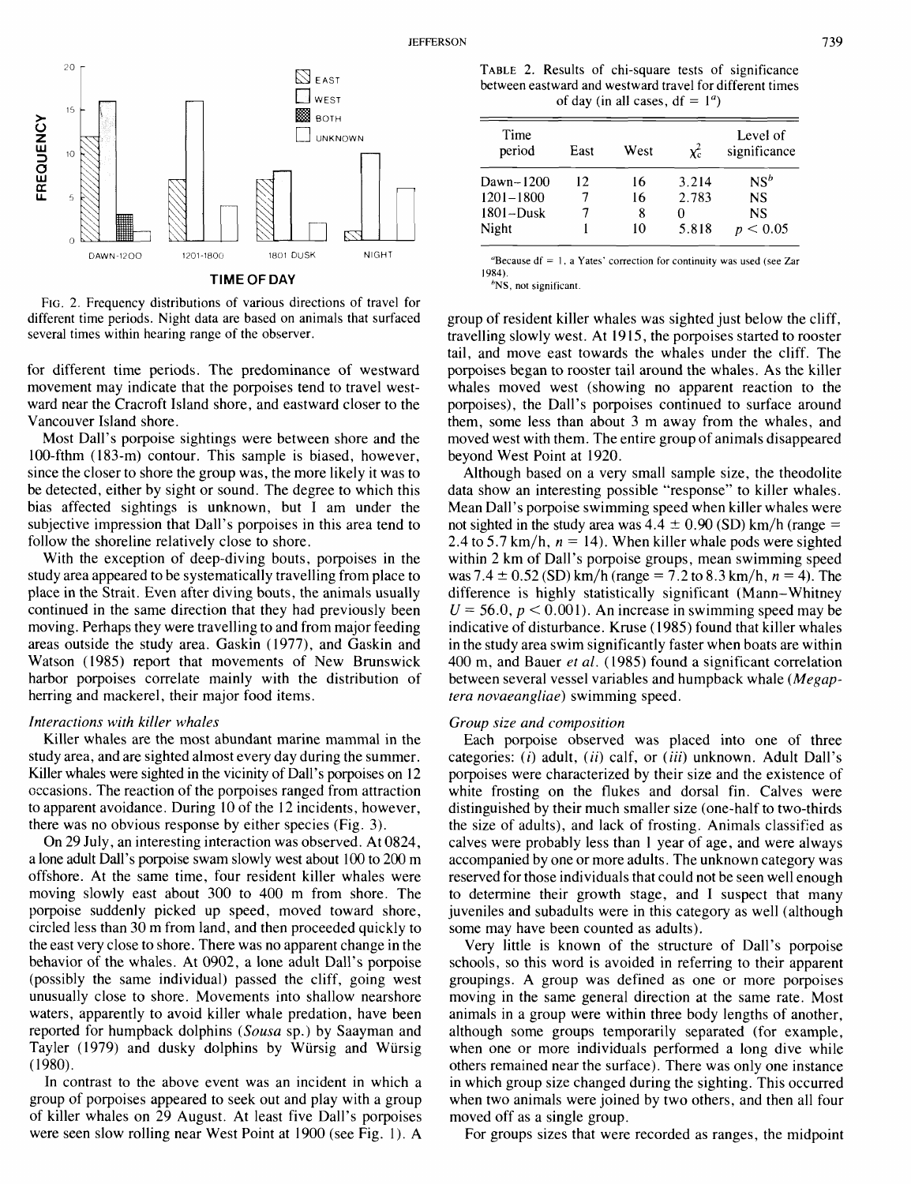FIG. 2. Frequency distributions of various directions of travel for different time periods. Night data are based on animals that surfaced several times within hearing range of the observer.

for different time periods. The predominance of westward movement may indicate that the porpoises tend to travel westward near the Cracroft Island shore, and eastward closer to the Vancouver Island shore.

Most Dall's porpoise sightings were between shore and the 100-fthm (183-m) contour. This sample is biased, however, since the closer to shore the group was, the more likely it was to be detected, either by sight or sound. The degree to which this bias affected sightings is unknown, but I am under the subjective impression that Dall's porpoises in this area tend to follow the shoreline relatively close to shore.

With the exception of deep-diving bouts, porpoises in the study area appeared to be systematically travelling from place to place in the Strait. Even after diving bouts, the animals usually continued in the same direction that they had previously been moving. Perhaps they were travelling to and from major feeding areas outside the study area. Gaskin (1977), and Gaskin and Watson (1985) report that movements of New Brunswick harbor porpoises correlate mainly with the distribution of herring and mackerel, their major food items.

### *Interactions with killer whales*

Killer whales are the most abundant marine mammal in the study area, and are sighted almost every day during the summer. Killer whales were sighted in the vicinity of Dall's porpoises on 12 occasions. The reaction of the porpoises ranged from attraction to apparent avoidance. During 10 of the 12 incidents, however, there was no obvious response by either species (Fig. 3).

On 29 July, an interesting interaction was observed. At 0824, a lone adult Dall's porpoise swam slowly west about 100 to 200 m offshore. At the same time, four resident killer whales were moving slowly east about 300 to 400 m from shore. The porpoise suddenly picked up speed, moved toward shore, circled less than 30 m from land, and then proceeded quickly to the east very close to shore. There was no apparent change in the behavior of the whales. At 0902, a lone adult Dall's porpoise (possibly the same individual) passed the cliff, going west unusually close to shore. Movements into shallow nearshore waters, apparently to avoid killer whale predation, have been reported for humpback dolphins (*Sousa* sp.) by Saayman and Tayler (1979) and dusky dolphins by Würsig and Würsig (1980).

In contrast to the above event was an incident in which a group of porpoises appeared to seek out and play with a group of killer whales on 29 August. At least five Dall's porpoises were seen slow rolling near West Point at 1900 (see Fig. 1). A group of resident killer whales was sighted just below the cliff, travelling slowly west. At 1915, the porpoises started to rooster tail, and move east towards the whales under the cliff. The porpoises began to rooster tail around the whales. As the killer whales moved west (showing no apparent reaction to the porpoises), the Dall's porpoises continued to surface around them, some less than about 3 m away from the whales, and moved west with them. The entire group of animals disappeared beyond West Point at 1920.

Although based on a very small sample size, the theodolite data show an interesting possible "response" to killer whales. Mean Dall's porpoise swimming speed when killer whales were not sighted in the study area was 4.4 ± 0.90 (SD) km/h (range = 2.4 to 5.7 km/h, $n = 14$). When killer whale pods were sighted within 2 km of Dall's porpoise groups, mean swimming speed was 7.4 ± 0.52 (SD) km/h (range = 7.2 to 8.3 km/h, $n = 4$). The difference is highly statistically significant (Mann–Whitney $U = 56.0$, $p < 0.001$). An increase in swimming speed may be indicative of disturbance. Kruse (1985) found that killer whales in the study area swim significantly faster when boats are within 400 m, and Bauer *et al.* (1985) found a significant correlation between several vessel variables and humpback whale (*Megaptera novaeangliae*) swimming speed.

TABLE 2. Results of chi-square tests of significance between eastward and westward travel for different times of day (in all cases, df = 1[a])

| Time period | East | West | $\chi^2_c$ | Level of significance |
|---|---|---|---|---|
| Dawn–1200 | 12 | 16 | 3.214 | NS[b] |
| 1201–1800 | 7 | 16 | 2.783 | NS |
| 1801–Dusk | 7 | 8 | 0 | NS |
| Night | 1 | 10 | 5.818 | $p < 0.05$ |

[a]Because df = 1, a Yates' correction for continuity was used (see Zar 1984).

[b]NS, not significant.

### *Group size and composition*

Each porpoise observed was placed into one of three categories: (*i*) adult, (*ii*) calf, or (*iii*) unknown. Adult Dall's porpoises were characterized by their size and the existence of white frosting on the flukes and dorsal fin. Calves were distinguished by their much smaller size (one-half to two-thirds the size of adults), and lack of frosting. Animals classified as calves were probably less than 1 year of age, and were always accompanied by one or more adults. The unknown category was reserved for those individuals that could not be seen well enough to determine their growth stage, and I suspect that many juveniles and subadults were in this category as well (although some may have been counted as adults).

Very little is known of the structure of Dall's porpoise schools, so this word is avoided in referring to their apparent groupings. A group was defined as one or more porpoises moving in the same general direction at the same rate. Most animals in a group were within three body lengths of another, although some groups temporarily separated (for example, when one or more individuals performed a long dive while others remained near the surface). There was only one instance in which group size changed during the sighting. This occurred when two animals were joined by two others, and then all four moved off as a single group.

For groups sizes that were recorded as ranges, the midpoint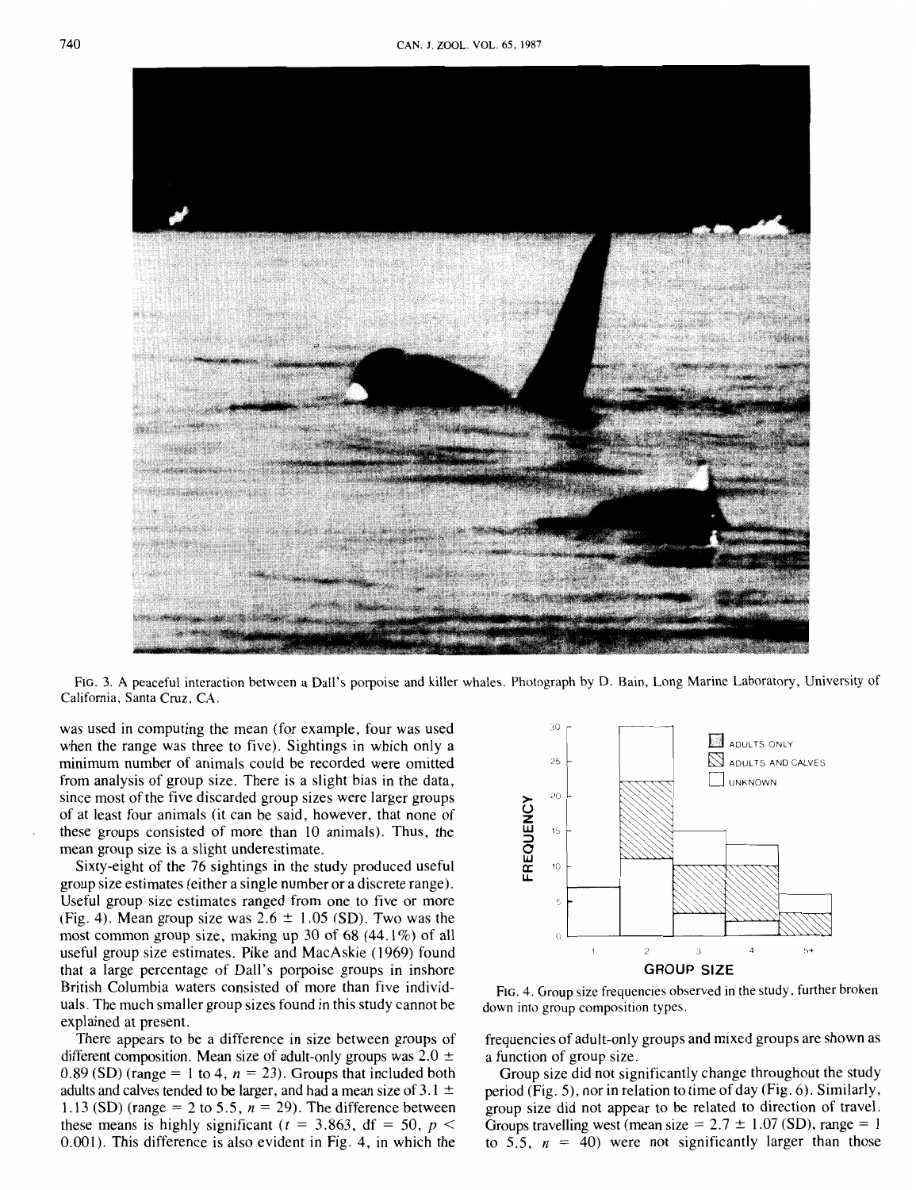FIG. 3. A peaceful interaction between a Dall's porpoise and killer whales. Photograph by D. Bain, Long Marine Laboratory, University of California, Santa Cruz, CA.

was used in computing the mean (for example, four was used when the range was three to five). Sightings in which only a minimum number of animals could be recorded were omitted from analysis of group size. There is a slight bias in the data, since most of the five discarded group sizes were larger groups of at least four animals (it can be said, however, that none of these groups consisted of more than 10 animals). Thus, the mean group size is a slight underestimate.

Sixty-eight of the 76 sightings in the study produced useful group size estimates (either a single number or a discrete range). Useful group size estimates ranged from one to five or more (Fig. 4). Mean group size was $2.6 \pm 1.05$ (SD). Two was the most common group size, making up 30 of 68 (44.1%) of all useful group size estimates. Pike and MacAskie (1969) found that a large percentage of Dall's porpoise groups in inshore British Columbia waters consisted of more than five individuals. The much smaller group sizes found in this study cannot be explained at present.

There appears to be a difference in size between groups of different composition. Mean size of adult-only groups was $2.0 \pm 0.89$ (SD) (range = 1 to 4, $n = 23$). Groups that included both adults and calves tended to be larger, and had a mean size of $3.1 \pm 1.13$ (SD) (range = 2 to 5.5, $n = 29$). The difference between these means is highly significant ($t = 3.863$, df = 50, $p < 0.001$). This difference is also evident in Fig. 4, in which the frequencies of adult-only groups and mixed groups are shown as a function of group size.

FIG. 4. Group size frequencies observed in the study, further broken down into group composition types.

Group size did not significantly change throughout the study period (Fig. 5), nor in relation to time of day (Fig. 6). Similarly, group size did not appear to be related to direction of travel. Groups travelling west (mean size = $2.7 \pm 1.07$ (SD), range = 1 to 5.5, $n = 40$) were not significantly larger than those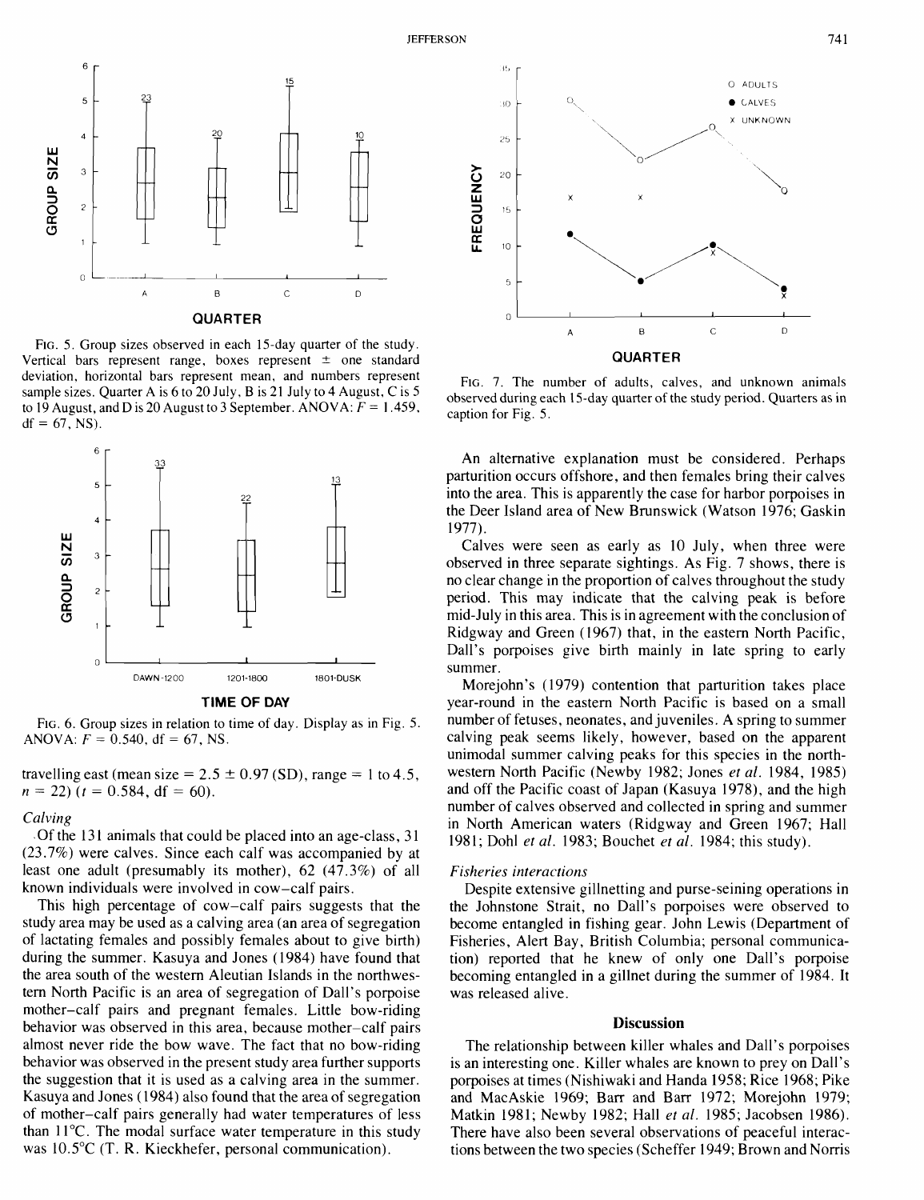FIG. 5. Group sizes observed in each 15-day quarter of the study. Vertical bars represent range, boxes represent ± one standard deviation, horizontal bars represent mean, and numbers represent sample sizes. Quarter A is 6 to 20 July, B is 21 July to 4 August, C is 5 to 19 August, and D is 20 August to 3 September. ANOVA: $F = 1.459$, df = 67, NS).

FIG. 6. Group sizes in relation to time of day. Display as in Fig. 5. ANOVA: $F = 0.540$, df = 67, NS.

travelling east (mean size = 2.5 ± 0.97 (SD), range = 1 to 4.5, $n = 22$) ($t = 0.584$, df = 60).

### *Calving*

Of the 131 animals that could be placed into an age-class, 31 (23.7%) were calves. Since each calf was accompanied by at least one adult (presumably its mother), 62 (47.3%) of all known individuals were involved in cow–calf pairs.

This high percentage of cow–calf pairs suggests that the study area may be used as a calving area (an area of segregation of lactating females and possibly females about to give birth) during the summer. Kasuya and Jones (1984) have found that the area south of the western Aleutian Islands in the northwestern North Pacific is an area of segregation of Dall's porpoise mother–calf pairs and pregnant females. Little bow-riding behavior was observed in this area, because mother–calf pairs almost never ride the bow wave. The fact that no bow-riding behavior was observed in the present study area further supports the suggestion that it is used as a calving area in the summer. Kasuya and Jones (1984) also found that the area of segregation of mother–calf pairs generally had water temperatures of less than 11°C. The modal surface water temperature in this study was 10.5°C (T. R. Kieckhefer, personal communication).

FIG. 7. The number of adults, calves, and unknown animals observed during each 15-day quarter of the study period. Quarters as in caption for Fig. 5.

An alternative explanation must be considered. Perhaps parturition occurs offshore, and then females bring their calves into the area. This is apparently the case for harbor porpoises in the Deer Island area of New Brunswick (Watson 1976; Gaskin 1977).

Calves were seen as early as 10 July, when three were observed in three separate sightings. As Fig. 7 shows, there is no clear change in the proportion of calves throughout the study period. This may indicate that the calving peak is before mid-July in this area. This is in agreement with the conclusion of Ridgway and Green (1967) that, in the eastern North Pacific, Dall's porpoises give birth mainly in late spring to early summer.

Morejohn's (1979) contention that parturition takes place year-round in the eastern North Pacific is based on a small number of fetuses, neonates, and juveniles. A spring to summer calving peak seems likely, however, based on the apparent unimodal summer calving peaks for this species in the northwestern North Pacific (Newby 1982; Jones *et al.* 1984, 1985) and off the Pacific coast of Japan (Kasuya 1978), and the high number of calves observed and collected in spring and summer in North American waters (Ridgway and Green 1967; Hall 1981; Dohl *et al.* 1983; Bouchet *et al.* 1984; this study).

### *Fisheries interactions*

Despite extensive gillnetting and purse-seining operations in the Johnstone Strait, no Dall's porpoises were observed to become entangled in fishing gear. John Lewis (Department of Fisheries, Alert Bay, British Columbia; personal communication) reported that he knew of only one Dall's porpoise becoming entangled in a gillnet during the summer of 1984. It was released alive.

## Discussion

The relationship between killer whales and Dall's porpoises is an interesting one. Killer whales are known to prey on Dall's porpoises at times (Nishiwaki and Handa 1958; Rice 1968; Pike and MacAskie 1969; Barr and Barr 1972; Morejohn 1979; Matkin 1981; Newby 1982; Hall *et al.* 1985; Jacobsen 1986). There have also been several observations of peaceful interactions between the two species (Scheffer 1949; Brown and Norris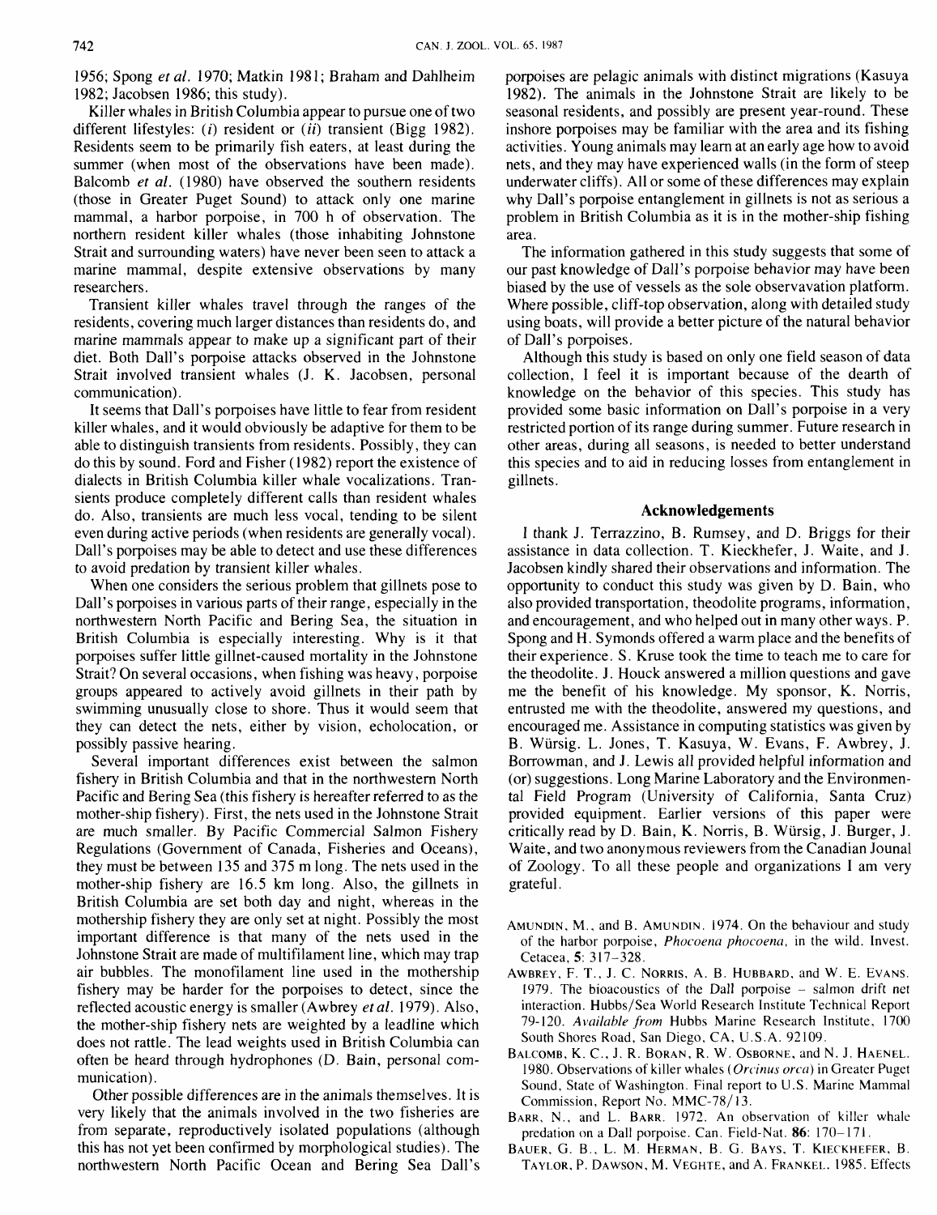1956; Spong *et al.* 1970; Matkin 1981; Braham and Dahlheim 1982; Jacobsen 1986; this study).

Killer whales in British Columbia appear to pursue one of two different lifestyles: (*i*) resident or (*ii*) transient (Bigg 1982). Residents seem to be primarily fish eaters, at least during the summer (when most of the observations have been made). Balcomb *et al.* (1980) have observed the southern residents (those in Greater Puget Sound) to attack only one marine mammal, a harbor porpoise, in 700 h of observation. The northern resident killer whales (those inhabiting Johnstone Strait and surrounding waters) have never been seen to attack a marine mammal, despite extensive observations by many researchers.

Transient killer whales travel through the ranges of the residents, covering much larger distances than residents do, and marine mammals appear to make up a significant part of their diet. Both Dall's porpoise attacks observed in the Johnstone Strait involved transient whales (J. K. Jacobsen, personal communication).

It seems that Dall's porpoises have little to fear from resident killer whales, and it would obviously be adaptive for them to be able to distinguish transients from residents. Possibly, they can do this by sound. Ford and Fisher (1982) report the existence of dialects in British Columbia killer whale vocalizations. Transients produce completely different calls than resident whales do. Also, transients are much less vocal, tending to be silent even during active periods (when residents are generally vocal). Dall's porpoises may be able to detect and use these differences to avoid predation by transient killer whales.

When one considers the serious problem that gillnets pose to Dall's porpoises in various parts of their range, especially in the northwestern North Pacific and Bering Sea, the situation in British Columbia is especially interesting. Why is it that porpoises suffer little gillnet-caused mortality in the Johnstone Strait? On several occasions, when fishing was heavy, porpoise groups appeared to actively avoid gillnets in their path by swimming unusually close to shore. Thus it would seem that they can detect the nets, either by vision, echolocation, or possibly passive hearing.

Several important differences exist between the salmon fishery in British Columbia and that in the northwestern North Pacific and Bering Sea (this fishery is hereafter referred to as the mother-ship fishery). First, the nets used in the Johnstone Strait are much smaller. By Pacific Commercial Salmon Fishery Regulations (Government of Canada, Fisheries and Oceans), they must be between 135 and 375 m long. The nets used in the mother-ship fishery are 16.5 km long. Also, the gillnets in British Columbia are set both day and night, whereas in the mothership fishery they are only set at night. Possibly the most important difference is that many of the nets used in the Johnstone Strait are made of multifilament line, which may trap air bubbles. The monofilament line used in the mothership fishery may be harder for the porpoises to detect, since the reflected acoustic energy is smaller (Awbrey *et al.* 1979). Also, the mother-ship fishery nets are weighted by a leadline which does not rattle. The lead weights used in British Columbia can often be heard through hydrophones (D. Bain, personal communication).

Other possible differences are in the animals themselves. It is very likely that the animals involved in the two fisheries are from separate, reproductively isolated populations (although this has not yet been confirmed by morphological studies). The northwestern North Pacific Ocean and Bering Sea Dall's porpoises are pelagic animals with distinct migrations (Kasuya 1982). The animals in the Johnstone Strait are likely to be seasonal residents, and possibly are present year-round. These inshore porpoises may be familiar with the area and its fishing activities. Young animals may learn at an early age how to avoid nets, and they may have experienced walls (in the form of steep underwater cliffs). All or some of these differences may explain why Dall's porpoise entanglement in gillnets is not as serious a problem in British Columbia as it is in the mother-ship fishing area.

The information gathered in this study suggests that some of our past knowledge of Dall's porpoise behavior may have been biased by the use of vessels as the sole observavation platform. Where possible, cliff-top observation, along with detailed study using boats, will provide a better picture of the natural behavior of Dall's porpoises.

Although this study is based on only one field season of data collection, I feel it is important because of the dearth of knowledge on the behavior of this species. This study has provided some basic information on Dall's porpoise in a very restricted portion of its range during summer. Future research in other areas, during all seasons, is needed to better understand this species and to aid in reducing losses from entanglement in gillnets.

## Acknowledgements

I thank J. Terrazzino, B. Rumsey, and D. Briggs for their assistance in data collection. T. Kieckhefer, J. Waite, and J. Jacobsen kindly shared their observations and information. The opportunity to conduct this study was given by D. Bain, who also provided transportation, theodolite programs, information, and encouragement, and who helped out in many other ways. P. Spong and H. Symonds offered a warm place and the benefits of their experience. S. Kruse took the time to teach me to care for the theodolite. J. Houck answered a million questions and gave me the benefit of his knowledge. My sponsor, K. Norris, entrusted me with the theodolite, answered my questions, and encouraged me. Assistance in computing statistics was given by B. Würsig. L. Jones, T. Kasuya, W. Evans, F. Awbrey, J. Borrowman, and J. Lewis all provided helpful information and (or) suggestions. Long Marine Laboratory and the Environmental Field Program (University of California, Santa Cruz) provided equipment. Earlier versions of this paper were critically read by D. Bain, K. Norris, B. Würsig, J. Burger, J. Waite, and two anonymous reviewers from the Canadian Jounal of Zoology. To all these people and organizations I am very grateful.

AMUNDIN, M., and B. AMUNDIN. 1974. On the behaviour and study of the harbor porpoise, *Phocoena phocoena*, in the wild. Invest. Cetacea, **5**: 317–328.

AWBREY, F. T., J. C. NORRIS, A. B. HUBBARD, and W. E. EVANS. 1979. The bioacoustics of the Dall porpoise – salmon drift net interaction. Hubbs/Sea World Research Institute Technical Report 79-120. *Available from* Hubbs Marine Research Institute, 1700 South Shores Road, San Diego, CA, U.S.A. 92109.

BALCOMB, K. C., J. R. BORAN, R. W. OSBORNE, and N. J. HAENEL. 1980. Observations of killer whales (*Orcinus orca*) in Greater Puget Sound, State of Washington. Final report to U.S. Marine Mammal Commission, Report No. MMC-78/13.

BARR, N., and L. BARR. 1972. An observation of killer whale predation on a Dall porpoise. Can. Field-Nat. **86**: 170–171.

BAUER, G. B., L. M. HERMAN, B. G. BAYS, T. KIECKHEFER, B. TAYLOR, P. DAWSON, M. VEGHTE, and A. FRANKEL. 1985. Effects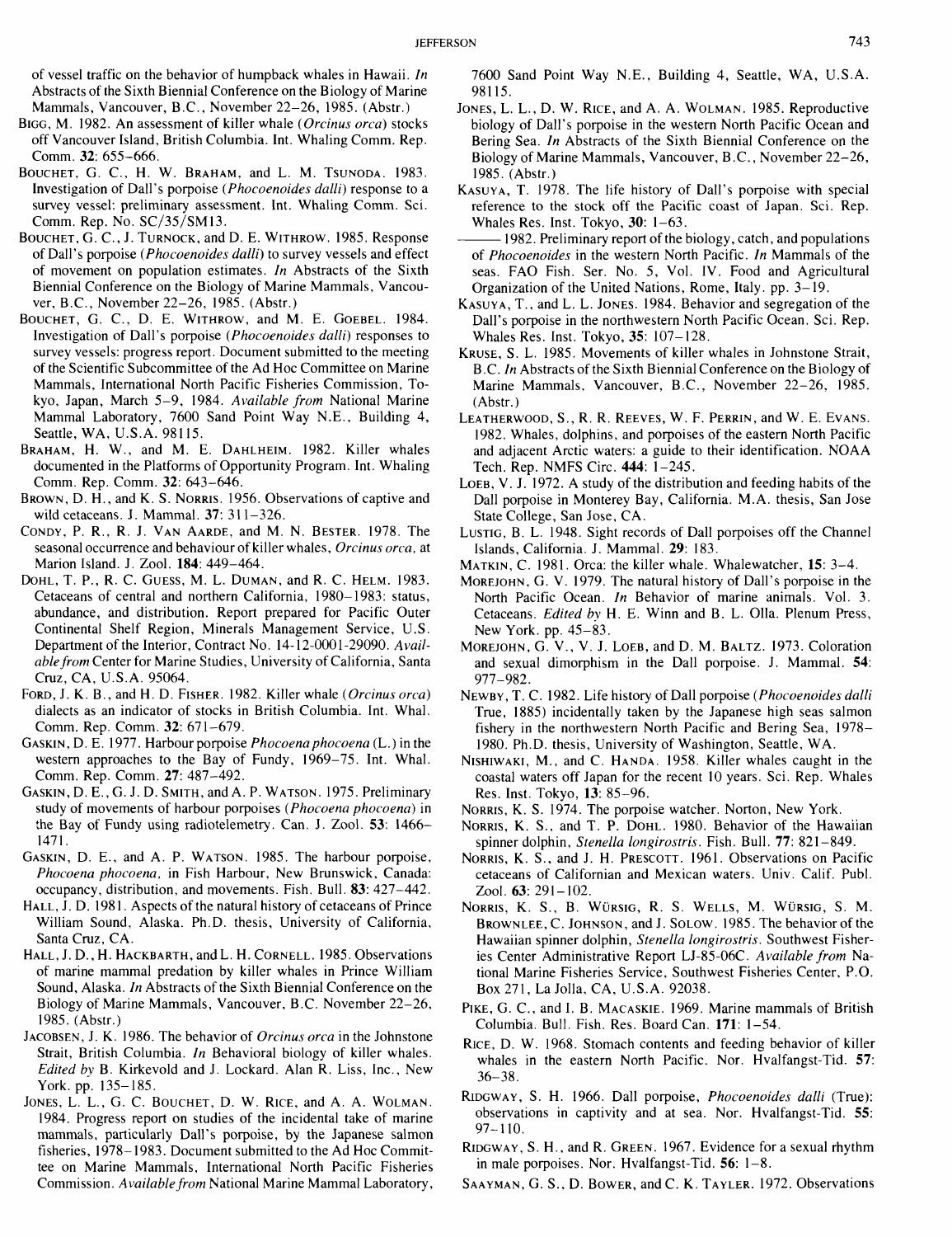of vessel traffic on the behavior of humpback whales in Hawaii. *In* Abstracts of the Sixth Biennial Conference on the Biology of Marine Mammals, Vancouver, B.C., November 22–26, 1985. (Abstr.)

BIGG, M. 1982. An assessment of killer whale (*Orcinus orca*) stocks off Vancouver Island, British Columbia. Int. Whaling Comm. Rep. Comm. **32**: 655–666.

BOUCHET, G. C., H. W. BRAHAM, and L. M. TSUNODA. 1983. Investigation of Dall's porpoise (*Phocoenoides dalli*) response to a survey vessel: preliminary assessment. Int. Whaling Comm. Sci. Comm. Rep. No. SC/35/SM13.

BOUCHET, G. C., J. TURNOCK, and D. E. WITHROW. 1985. Response of Dall's porpoise (*Phocoenoides dalli*) to survey vessels and effect of movement on population estimates. *In* Abstracts of the Sixth Biennial Conference on the Biology of Marine Mammals, Vancouver, B.C., November 22–26, 1985. (Abstr.)

BOUCHET, G. C., D. E. WITHROW, and M. E. GOEBEL. 1984. Investigation of Dall's porpoise (*Phocoenoides dalli*) responses to survey vessels: progress report. Document submitted to the meeting of the Scientific Subcommittee of the Ad Hoc Committee on Marine Mammals, International North Pacific Fisheries Commission, Tokyo, Japan, March 5–9, 1984. *Available from* National Marine Mammal Laboratory, 7600 Sand Point Way N.E., Building 4, Seattle, WA, U.S.A. 98115.

BRAHAM, H. W., and M. E. DAHLHEIM. 1982. Killer whales documented in the Platforms of Opportunity Program. Int. Whaling Comm. Rep. Comm. **32**: 643–646.

BROWN, D. H., and K. S. NORRIS. 1956. Observations of captive and wild cetaceans. J. Mammal. **37**: 311–326.

CONDY, P. R., R. J. VAN AARDE, and M. N. BESTER. 1978. The seasonal occurrence and behaviour of killer whales, *Orcinus orca*, at Marion Island. J. Zool. **184**: 449–464.

DOHL, T. P., R. C. GUESS, M. L. DUMAN, and R. C. HELM. 1983. Cetaceans of central and northern California, 1980–1983: status, abundance, and distribution. Report prepared for Pacific Outer Continental Shelf Region, Minerals Management Service, U.S. Department of the Interior, Contract No. 14-12-0001-29090. *Available from* Center for Marine Studies, University of California, Santa Cruz, CA, U.S.A. 95064.

FORD, J. K. B., and H. D. FISHER. 1982. Killer whale (*Orcinus orca*) dialects as an indicator of stocks in British Columbia. Int. Whal. Comm. Rep. Comm. **32**: 671–679.

GASKIN, D. E. 1977. Harbour porpoise *Phocoena phocoena* (L.) in the western approaches to the Bay of Fundy, 1969–75. Int. Whal. Comm. Rep. Comm. **27**: 487–492.

GASKIN, D. E., G. J. D. SMITH, and A. P. WATSON. 1975. Preliminary study of movements of harbour porpoises (*Phocoena phocoena*) in the Bay of Fundy using radiotelemetry. Can. J. Zool. **53**: 1466–1471.

GASKIN, D. E., and A. P. WATSON. 1985. The harbour porpoise, *Phocoena phocoena*, in Fish Harbour, New Brunswick, Canada: occupancy, distribution, and movements. Fish. Bull. **83**: 427–442.

HALL, J. D. 1981. Aspects of the natural history of cetaceans of Prince William Sound, Alaska. Ph.D. thesis, University of California, Santa Cruz, CA.

HALL, J. D., H. HACKBARTH, and L. H. CORNELL. 1985. Observations of marine mammal predation by killer whales in Prince William Sound, Alaska. *In* Abstracts of the Sixth Biennial Conference on the Biology of Marine Mammals, Vancouver, B.C. November 22–26, 1985. (Abstr.)

JACOBSEN, J. K. 1986. The behavior of *Orcinus orca* in the Johnstone Strait, British Columbia. *In* Behavioral biology of killer whales. *Edited by* B. Kirkevold and J. Lockard. Alan R. Liss, Inc., New York. pp. 135–185.

JONES, L. L., G. C. BOUCHET, D. W. RICE, and A. A. WOLMAN. 1984. Progress report on studies of the incidental take of marine mammals, particularly Dall's porpoise, by the Japanese salmon fisheries, 1978–1983. Document submitted to the Ad Hoc Committee on Marine Mammals, International North Pacific Fisheries Commission. *Available from* National Marine Mammal Laboratory, 7600 Sand Point Way N.E., Building 4, Seattle, WA, U.S.A. 98115.

JONES, L. L., D. W. RICE, and A. A. WOLMAN. 1985. Reproductive biology of Dall's porpoise in the western North Pacific Ocean and Bering Sea. *In* Abstracts of the Sixth Biennial Conference on the Biology of Marine Mammals, Vancouver, B.C., November 22–26, 1985. (Abstr.)

KASUYA, T. 1978. The life history of Dall's porpoise with special reference to the stock off the Pacific coast of Japan. Sci. Rep. Whales Res. Inst. Tokyo, **30**: 1–63.

——— 1982. Preliminary report of the biology, catch, and populations of *Phocoenoides* in the western North Pacific. *In* Mammals of the seas. FAO Fish. Ser. No. 5, Vol. IV. Food and Agricultural Organization of the United Nations, Rome, Italy. pp. 3–19.

KASUYA, T., and L. L. JONES. 1984. Behavior and segregation of the Dall's porpoise in the northwestern North Pacific Ocean. Sci. Rep. Whales Res. Inst. Tokyo, **35**: 107–128.

KRUSE, S. L. 1985. Movements of killer whales in Johnstone Strait, B.C. *In* Abstracts of the Sixth Biennial Conference on the Biology of Marine Mammals, Vancouver, B.C., November 22–26, 1985. (Abstr.)

LEATHERWOOD, S., R. R. REEVES, W. F. PERRIN, and W. E. EVANS. 1982. Whales, dolphins, and porpoises of the eastern North Pacific and adjacent Arctic waters: a guide to their identification. NOAA Tech. Rep. NMFS Circ. **444**: 1–245.

LOEB, V. J. 1972. A study of the distribution and feeding habits of the Dall porpoise in Monterey Bay, California. M.A. thesis, San Jose State College, San Jose, CA.

LUSTIG, B. L. 1948. Sight records of Dall porpoises off the Channel Islands, California. J. Mammal. **29**: 183.

MATKIN, C. 1981. Orca: the killer whale. Whalewatcher, **15**: 3–4.

MOREJOHN, G. V. 1979. The natural history of Dall's porpoise in the North Pacific Ocean. *In* Behavior of marine animals. Vol. 3. Cetaceans. *Edited by* H. E. Winn and B. L. Olla. Plenum Press, New York. pp. 45–83.

MOREJOHN, G. V., V. J. LOEB, and D. M. BALTZ. 1973. Coloration and sexual dimorphism in the Dall porpoise. J. Mammal. **54**: 977–982.

NEWBY, T. C. 1982. Life history of Dall porpoise (*Phocoenoides dalli* True, 1885) incidentally taken by the Japanese high seas salmon fishery in the northwestern North Pacific and Bering Sea, 1978–1980. Ph.D. thesis, University of Washington, Seattle, WA.

NISHIWAKI, M., and C. HANDA. 1958. Killer whales caught in the coastal waters off Japan for the recent 10 years. Sci. Rep. Whales Res. Inst. Tokyo, **13**: 85–96.

NORRIS, K. S. 1974. The porpoise watcher. Norton, New York.

NORRIS, K. S., and T. P. DOHL. 1980. Behavior of the Hawaiian spinner dolphin, *Stenella longirostris*. Fish. Bull. **77**: 821–849.

NORRIS, K. S., and J. H. PRESCOTT. 1961. Observations on Pacific cetaceans of Californian and Mexican waters. Univ. Calif. Publ. Zool. **63**: 291–102.

NORRIS, K. S., B. WÜRSIG, R. S. WELLS, M. WÜRSIG, S. M. BROWNLEE, C. JOHNSON, and J. SOLOW. 1985. The behavior of the Hawaiian spinner dolphin, *Stenella longirostris*. Southwest Fisheries Center Administrative Report LJ-85-06C. *Available from* National Marine Fisheries Service, Southwest Fisheries Center, P.O. Box 271, La Jolla, CA, U.S.A. 92038.

PIKE, G. C., and I. B. MACASKIE. 1969. Marine mammals of British Columbia. Bull. Fish. Res. Board Can. **171**: 1–54.

RICE, D. W. 1968. Stomach contents and feeding behavior of killer whales in the eastern North Pacific. Nor. Hvalfangst-Tid. **57**: 36–38.

RIDGWAY, S. H. 1966. Dall porpoise, *Phocoenoides dalli* (True): observations in captivity and at sea. Nor. Hvalfangst-Tid. **55**: 97–110.

RIDGWAY, S. H., and R. GREEN. 1967. Evidence for a sexual rhythm in male porpoises. Nor. Hvalfangst-Tid. **56**: 1–8.

SAAYMAN, G. S., D. BOWER, and C. K. TAYLER. 1972. Observations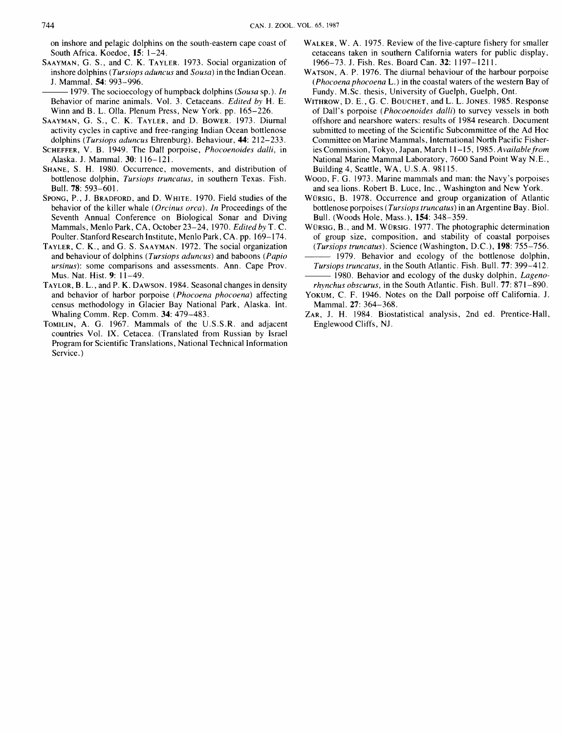on inshore and pelagic dolphins on the south-eastern cape coast of South Africa. Koedoe, **15**: 1–24.

SAAYMAN, G. S., and C. K. TAYLER. 1973. Social organization of inshore dolphins (*Tursiops aduncus* and *Sousa*) in the Indian Ocean. J. Mammal. **54**: 993–996.

——— 1979. The socioecology of humpback dolphins (*Sousa* sp.). *In* Behavior of marine animals. Vol. 3. Cetaceans. *Edited by* H. E. Winn and B. L. Olla. Plenum Press, New York. pp. 165–226.

SAAYMAN, G. S., C. K. TAYLER, and D. BOWER. 1973. Diurnal activity cycles in captive and free-ranging Indian Ocean bottlenose dolphins (*Tursiops aduncus* Ehrenburg). Behaviour, **44**: 212–233.

SCHEFFER, V. B. 1949. The Dall porpoise, *Phocoenoides dalli*, in Alaska. J. Mammal. **30**: 116–121.

SHANE, S. H. 1980. Occurrence, movements, and distribution of bottlenose dolphin, *Tursiops truncatus*, in southern Texas. Fish. Bull. **78**: 593–601.

SPONG, P., J. BRADFORD, and D. WHITE. 1970. Field studies of the behavior of the killer whale (*Orcinus orca*). *In* Proceedings of the Seventh Annual Conference on Biological Sonar and Diving Mammals, Menlo Park, CA, October 23–24, 1970. *Edited by* T. C. Poulter. Stanford Research Institute, Menlo Park, CA. pp. 169–174.

TAYLER, C. K., and G. S. SAAYMAN. 1972. The social organization and behaviour of dolphins (*Tursiops aduncus*) and baboons (*Papio ursinus*): some comparisons and assessments. Ann. Cape Prov. Mus. Nat. Hist. **9**: 11–49.

TAYLOR, B. L., and P. K. DAWSON. 1984. Seasonal changes in density and behavior of harbor porpoise (*Phocoena phocoena*) affecting census methodology in Glacier Bay National Park, Alaska. Int. Whaling Comm. Rep. Comm. **34**: 479–483.

TOMILIN, A. G. 1967. Mammals of the U.S.S.R. and adjacent countries Vol. IX. Cetacea. (Translated from Russian by Israel Program for Scientific Translations, National Technical Information Service.)

WALKER, W. A. 1975. Review of the live-capture fishery for smaller cetaceans taken in southern California waters for public display, 1966–73. J. Fish. Res. Board Can. **32**: 1197–1211.

WATSON, A. P. 1976. The diurnal behaviour of the harbour porpoise (*Phocoena phocoena* L.) in the coastal waters of the western Bay of Fundy. M.Sc. thesis, University of Guelph, Guelph, Ont.

WITHROW, D. E., G. C. BOUCHET, and L. L. JONES. 1985. Response of Dall's porpoise (*Phocoenoides dalli*) to survey vessels in both offshore and nearshore waters: results of 1984 research. Document submitted to meeting of the Scientific Subcommittee of the Ad Hoc Committee on Marine Mammals, International North Pacific Fisheries Commission, Tokyo, Japan, March 11–15, 1985. *Available from* National Marine Mammal Laboratory, 7600 Sand Point Way N.E., Building 4, Seattle, WA, U.S.A. 98115.

WOOD, F. G. 1973. Marine mammals and man: the Navy's porpoises and sea lions. Robert B. Luce, Inc., Washington and New York.

WÜRSIG, B. 1978. Occurrence and group organization of Atlantic bottlenose porpoises (*Tursiops truncatus*) in an Argentine Bay. Biol. Bull. (Woods Hole, Mass.), **154**: 348–359.

WÜRSIG, B., and M. WÜRSIG. 1977. The photographic determination of group size, composition, and stability of coastal porpoises (*Tursiops truncatus*). Science (Washington, D.C.), **198**: 755–756.

——— 1979. Behavior and ecology of the bottlenose dolphin, *Tursiops truncatus*, in the South Atlantic. Fish. Bull. **77**: 399–412.

——— 1980. Behavior and ecology of the dusky dolphin, *Lagenorhynchus obscurus*, in the South Atlantic. Fish. Bull. **77**: 871–890.

YOKUM, C. F. 1946. Notes on the Dall porpoise off California. J. Mammal. **27**: 364–368.

ZAR, J. H. 1984. Biostatistical analysis, 2nd ed. Prentice-Hall, Englewood Cliffs, NJ.